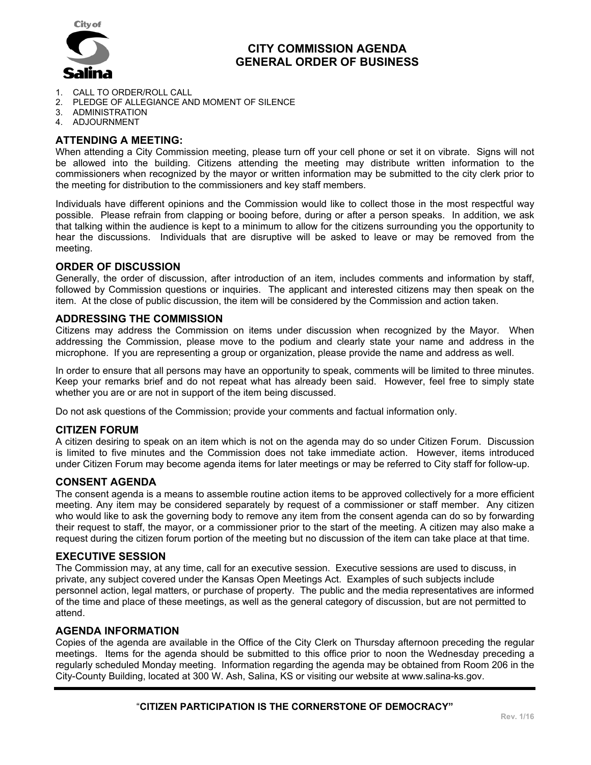City of Salina

# CITY COMMISSION AGENDA
# GENERAL ORDER OF BUSINESS

1. CALL TO ORDER/ROLL CALL
2. PLEDGE OF ALLEGIANCE AND MOMENT OF SILENCE
3. ADMINISTRATION
4. ADJOURNMENT

## ATTENDING A MEETING:

When attending a City Commission meeting, please turn off your cell phone or set it on vibrate. Signs will not be allowed into the building. Citizens attending the meeting may distribute written information to the commissioners when recognized by the mayor or written information may be submitted to the city clerk prior to the meeting for distribution to the commissioners and key staff members.

Individuals have different opinions and the Commission would like to collect those in the most respectful way possible. Please refrain from clapping or booing before, during or after a person speaks. In addition, we ask that talking within the audience is kept to a minimum to allow for the citizens surrounding you the opportunity to hear the discussions. Individuals that are disruptive will be asked to leave or may be removed from the meeting.

## ORDER OF DISCUSSION

Generally, the order of discussion, after introduction of an item, includes comments and information by staff, followed by Commission questions or inquiries. The applicant and interested citizens may then speak on the item. At the close of public discussion, the item will be considered by the Commission and action taken.

## ADDRESSING THE COMMISSION

Citizens may address the Commission on items under discussion when recognized by the Mayor. When addressing the Commission, please move to the podium and clearly state your name and address in the microphone. If you are representing a group or organization, please provide the name and address as well.

In order to ensure that all persons may have an opportunity to speak, comments will be limited to three minutes. Keep your remarks brief and do not repeat what has already been said. However, feel free to simply state whether you are or are not in support of the item being discussed.

Do not ask questions of the Commission; provide your comments and factual information only.

## CITIZEN FORUM

A citizen desiring to speak on an item which is not on the agenda may do so under Citizen Forum. Discussion is limited to five minutes and the Commission does not take immediate action. However, items introduced under Citizen Forum may become agenda items for later meetings or may be referred to City staff for follow-up.

## CONSENT AGENDA

The consent agenda is a means to assemble routine action items to be approved collectively for a more efficient meeting. Any item may be considered separately by request of a commissioner or staff member. Any citizen who would like to ask the governing body to remove any item from the consent agenda can do so by forwarding their request to staff, the mayor, or a commissioner prior to the start of the meeting. A citizen may also make a request during the citizen forum portion of the meeting but no discussion of the item can take place at that time.

## EXECUTIVE SESSION

The Commission may, at any time, call for an executive session. Executive sessions are used to discuss, in private, any subject covered under the Kansas Open Meetings Act. Examples of such subjects include personnel action, legal matters, or purchase of property. The public and the media representatives are informed of the time and place of these meetings, as well as the general category of discussion, but are not permitted to attend.

## AGENDA INFORMATION

Copies of the agenda are available in the Office of the City Clerk on Thursday afternoon preceding the regular meetings. Items for the agenda should be submitted to this office prior to noon the Wednesday preceding a regularly scheduled Monday meeting. Information regarding the agenda may be obtained from Room 206 in the City-County Building, located at 300 W. Ash, Salina, KS or visiting our website at www.salina-ks.gov.

---

**"CITIZEN PARTICIPATION IS THE CORNERSTONE OF DEMOCRACY"**

Rev. 1/16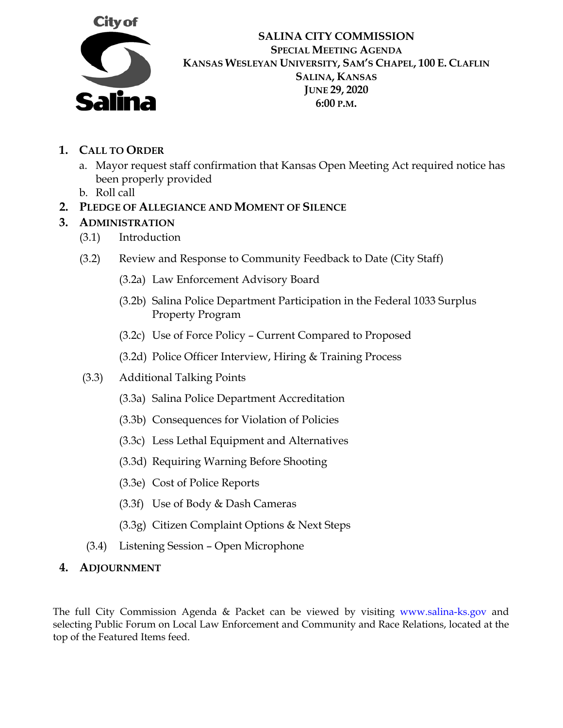**SALINA CITY COMMISSION**
**SPECIAL MEETING AGENDA**
**KANSAS WESLEYAN UNIVERSITY, SAM'S CHAPEL, 100 E. CLAFLIN**
**SALINA, KANSAS**
**JUNE 29, 2020**
**6:00 P.M.**

1. **CALL TO ORDER**
   a. Mayor request staff confirmation that Kansas Open Meeting Act required notice has been properly provided
   b. Roll call
2. **PLEDGE OF ALLEGIANCE AND MOMENT OF SILENCE**
3. **ADMINISTRATION**
   - (3.1) Introduction
   - (3.2) Review and Response to Community Feedback to Date (City Staff)
     - (3.2a) Law Enforcement Advisory Board
     - (3.2b) Salina Police Department Participation in the Federal 1033 Surplus Property Program
     - (3.2c) Use of Force Policy – Current Compared to Proposed
     - (3.2d) Police Officer Interview, Hiring & Training Process
   - (3.3) Additional Talking Points
     - (3.3a) Salina Police Department Accreditation
     - (3.3b) Consequences for Violation of Policies
     - (3.3c) Less Lethal Equipment and Alternatives
     - (3.3d) Requiring Warning Before Shooting
     - (3.3e) Cost of Police Reports
     - (3.3f) Use of Body & Dash Cameras
     - (3.3g) Citizen Complaint Options & Next Steps
   - (3.4) Listening Session – Open Microphone
4. **ADJOURNMENT**

The full City Commission Agenda & Packet can be viewed by visiting www.salina-ks.gov and selecting Public Forum on Local Law Enforcement and Community and Race Relations, located at the top of the Featured Items feed.